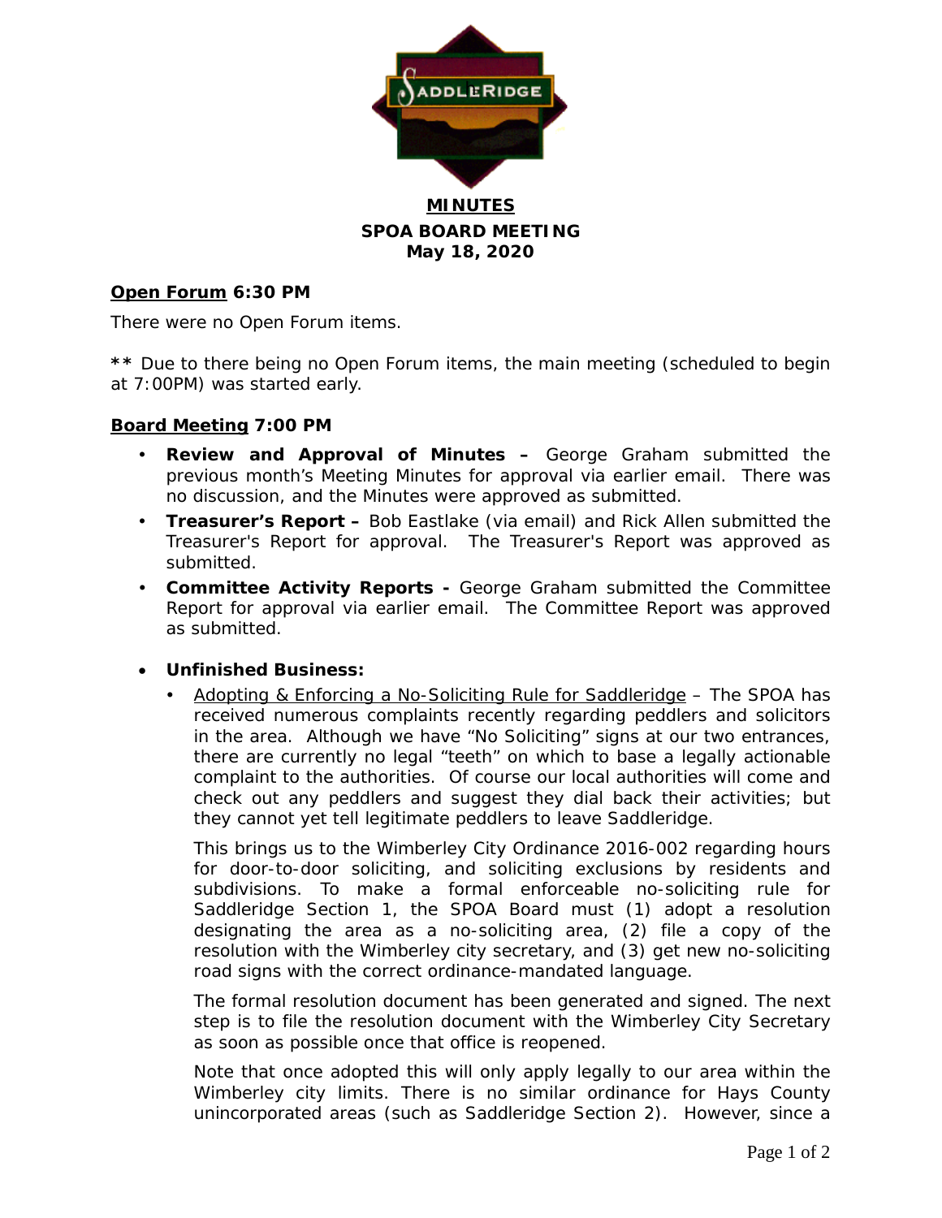# MINUTES

## SPOA BOARD MEETING

## May 18, 2020

**Open Forum 6:30 PM**

There were no Open Forum items.

**\*\*** Due to there being no Open Forum items, the main meeting (scheduled to begin at 7:00PM) was started early.

**Board Meeting 7:00 PM**

- **Review and Approval of Minutes –** George Graham submitted the previous month's Meeting Minutes for approval via earlier email. There was no discussion, and the Minutes were approved as submitted.
- **Treasurer's Report –** Bob Eastlake (via email) and Rick Allen submitted the Treasurer's Report for approval. The Treasurer's Report was approved as submitted.
- **Committee Activity Reports -** George Graham submitted the Committee Report for approval via earlier email. The Committee Report was approved as submitted.

- **Unfinished Business:**
  - Adopting & Enforcing a No-Soliciting Rule for Saddleridge – The SPOA has received numerous complaints recently regarding peddlers and solicitors in the area. Although we have "No Soliciting" signs at our two entrances, there are currently no legal "teeth" on which to base a legally actionable complaint to the authorities. Of course our local authorities will come and check out any peddlers and suggest they dial back their activities; but they cannot yet tell legitimate peddlers to leave Saddleridge.

    This brings us to the Wimberley City Ordinance 2016-002 regarding hours for door-to-door soliciting, and soliciting exclusions by residents and subdivisions. To make a formal enforceable no-soliciting rule for Saddleridge Section 1, the SPOA Board must (1) adopt a resolution designating the area as a no-soliciting area, (2) file a copy of the resolution with the Wimberley city secretary, and (3) get new no-soliciting road signs with the correct ordinance-mandated language.

    The formal resolution document has been generated and signed. The next step is to file the resolution document with the Wimberley City Secretary as soon as possible once that office is reopened.

    Note that once adopted this will only apply legally to our area within the Wimberley city limits. There is no similar ordinance for Hays County unincorporated areas (such as Saddleridge Section 2). However, since a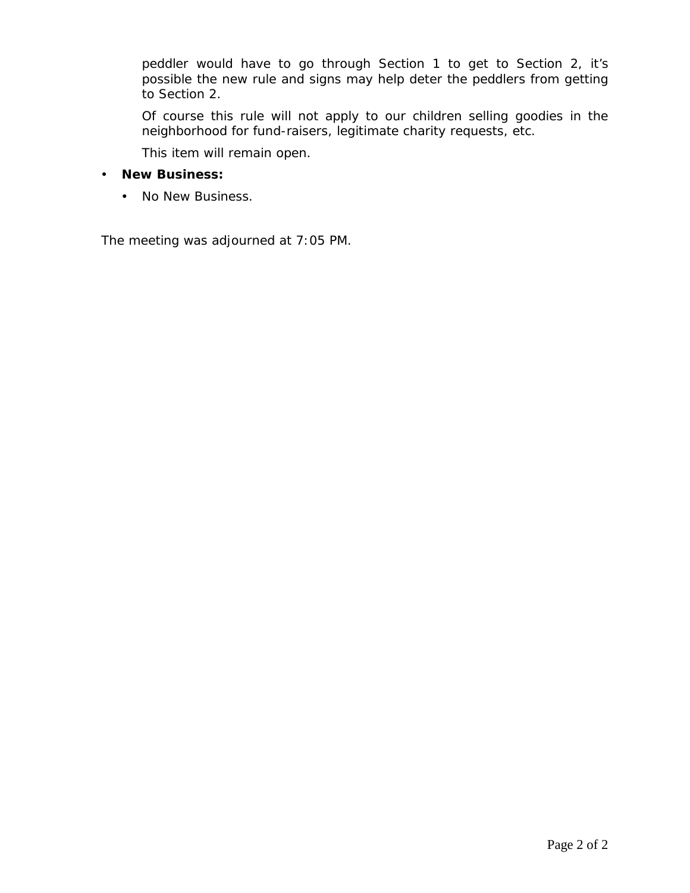peddler would have to go through Section 1 to get to Section 2, it's possible the new rule and signs may help deter the peddlers from getting to Section 2.

Of course this rule will not apply to our children selling goodies in the neighborhood for fund-raisers, legitimate charity requests, etc.

This item will remain open.

- **New Business:**
  - No New Business.

The meeting was adjourned at 7:05 PM.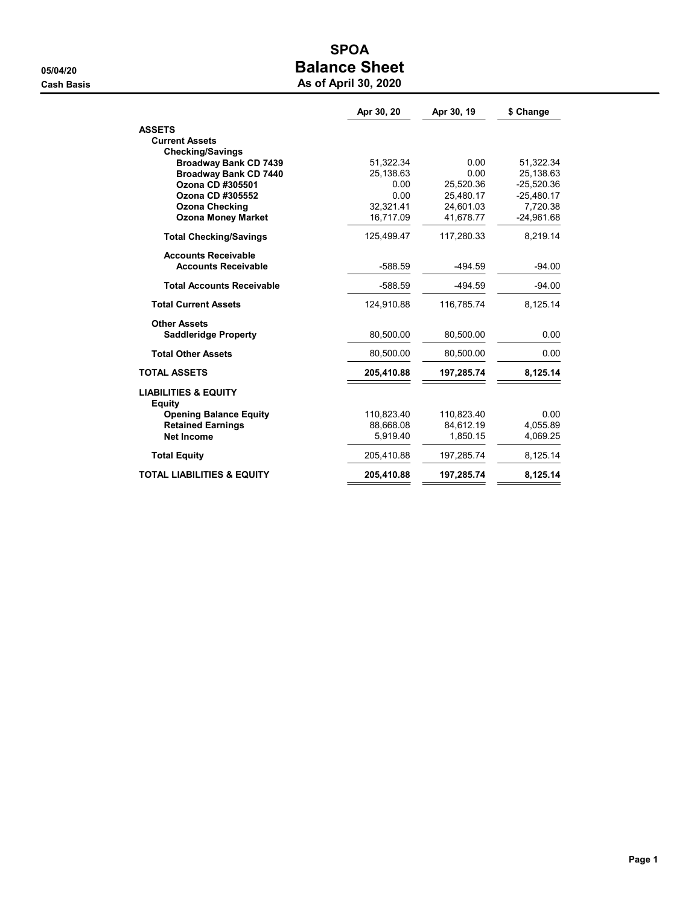# SPOA

## Balance Sheet

### As of April 30, 2020

05/04/20

Cash Basis

| | Apr 30, 20 | Apr 30, 19 | $ Change |
|---|---|---|---|
| **ASSETS** | | | |
| **Current Assets** | | | |
| **Checking/Savings** | | | |
| **Broadway Bank CD 7439** | 51,322.34 | 0.00 | 51,322.34 |
| **Broadway Bank CD 7440** | 25,138.63 | 0.00 | 25,138.63 |
| **Ozona CD #305501** | 0.00 | 25,520.36 | -25,520.36 |
| **Ozona CD #305552** | 0.00 | 25,480.17 | -25,480.17 |
| **Ozona Checking** | 32,321.41 | 24,601.03 | 7,720.38 |
| **Ozona Money Market** | 16,717.09 | 41,678.77 | -24,961.68 |
| **Total Checking/Savings** | 125,499.47 | 117,280.33 | 8,219.14 |
| **Accounts Receivable** | | | |
| **Accounts Receivable** | -588.59 | -494.59 | -94.00 |
| **Total Accounts Receivable** | -588.59 | -494.59 | -94.00 |
| **Total Current Assets** | 124,910.88 | 116,785.74 | 8,125.14 |
| **Other Assets** | | | |
| **Saddleridge Property** | 80,500.00 | 80,500.00 | 0.00 |
| **Total Other Assets** | 80,500.00 | 80,500.00 | 0.00 |
| **TOTAL ASSETS** | **205,410.88** | **197,285.74** | **8,125.14** |
| **LIABILITIES & EQUITY** | | | |
| **Equity** | | | |
| **Opening Balance Equity** | 110,823.40 | 110,823.40 | 0.00 |
| **Retained Earnings** | 88,668.08 | 84,612.19 | 4,055.89 |
| **Net Income** | 5,919.40 | 1,850.15 | 4,069.25 |
| **Total Equity** | 205,410.88 | 197,285.74 | 8,125.14 |
| **TOTAL LIABILITIES & EQUITY** | **205,410.88** | **197,285.74** | **8,125.14** |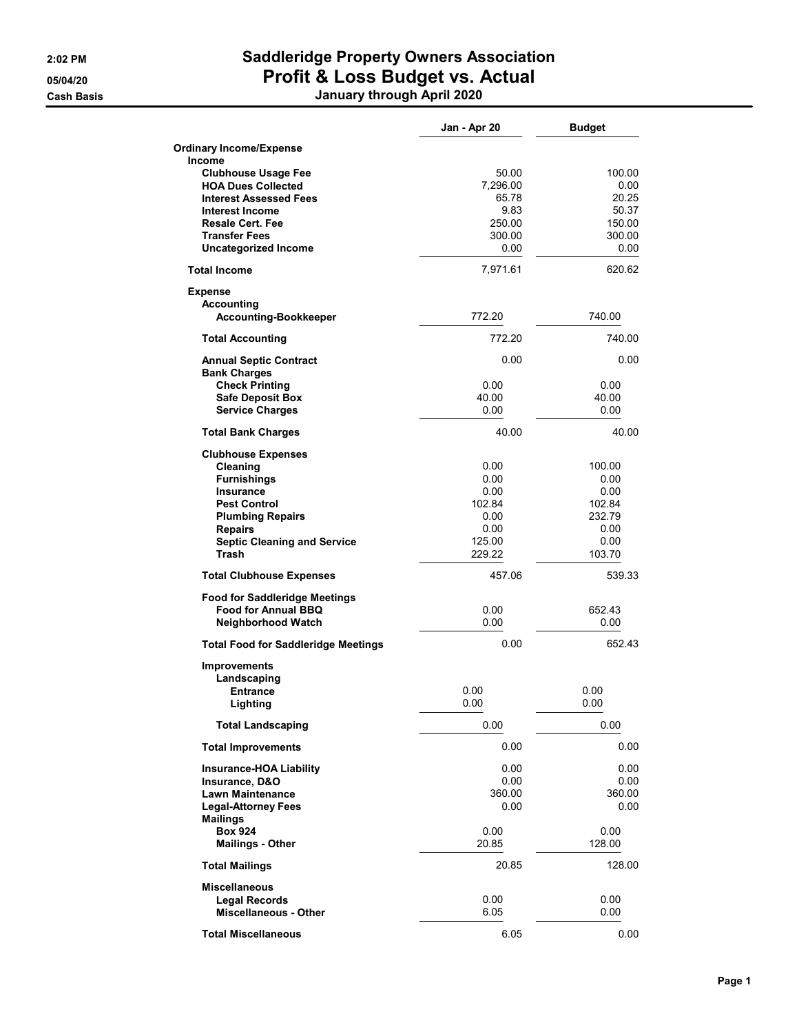# Saddleridge Property Owners Association

## Profit & Loss Budget vs. Actual

### January through April 2020

2:02 PM
05/04/20
Cash Basis

| | Jan - Apr 20 | Budget |
|---|---|---|
| **Ordinary Income/Expense** | | |
| **Income** | | |
| **Clubhouse Usage Fee** | 50.00 | 100.00 |
| **HOA Dues Collected** | 7,296.00 | 0.00 |
| **Interest Assessed Fees** | 65.78 | 20.25 |
| **Interest Income** | 9.83 | 50.37 |
| **Resale Cert. Fee** | 250.00 | 150.00 |
| **Transfer Fees** | 300.00 | 300.00 |
| **Uncategorized Income** | 0.00 | 0.00 |
| **Total Income** | 7,971.61 | 620.62 |
| **Expense** | | |
| **Accounting** | | |
| **Accounting-Bookkeeper** | 772.20 | 740.00 |
| **Total Accounting** | 772.20 | 740.00 |
| **Annual Septic Contract** | 0.00 | 0.00 |
| **Bank Charges** | | |
| **Check Printing** | 0.00 | 0.00 |
| **Safe Deposit Box** | 40.00 | 40.00 |
| **Service Charges** | 0.00 | 0.00 |
| **Total Bank Charges** | 40.00 | 40.00 |
| **Clubhouse Expenses** | | |
| **Cleaning** | 0.00 | 100.00 |
| **Furnishings** | 0.00 | 0.00 |
| **Insurance** | 0.00 | 0.00 |
| **Pest Control** | 102.84 | 102.84 |
| **Plumbing Repairs** | 0.00 | 232.79 |
| **Repairs** | 0.00 | 0.00 |
| **Septic Cleaning and Service** | 125.00 | 0.00 |
| **Trash** | 229.22 | 103.70 |
| **Total Clubhouse Expenses** | 457.06 | 539.33 |
| **Food for Saddleridge Meetings** | | |
| **Food for Annual BBQ** | 0.00 | 652.43 |
| **Neighborhood Watch** | 0.00 | 0.00 |
| **Total Food for Saddleridge Meetings** | 0.00 | 652.43 |
| **Improvements** | | |
| **Landscaping** | | |
| **Entrance** | 0.00 | 0.00 |
| **Lighting** | 0.00 | 0.00 |
| **Total Landscaping** | 0.00 | 0.00 |
| **Total Improvements** | 0.00 | 0.00 |
| **Insurance-HOA Liability** | 0.00 | 0.00 |
| **Insurance, D&O** | 0.00 | 0.00 |
| **Lawn Maintenance** | 360.00 | 360.00 |
| **Legal-Attorney Fees** | 0.00 | 0.00 |
| **Mailings** | | |
| **Box 924** | 0.00 | 0.00 |
| **Mailings - Other** | 20.85 | 128.00 |
| **Total Mailings** | 20.85 | 128.00 |
| **Miscellaneous** | | |
| **Legal Records** | 0.00 | 0.00 |
| **Miscellaneous - Other** | 6.05 | 0.00 |
| **Total Miscellaneous** | 6.05 | 0.00 |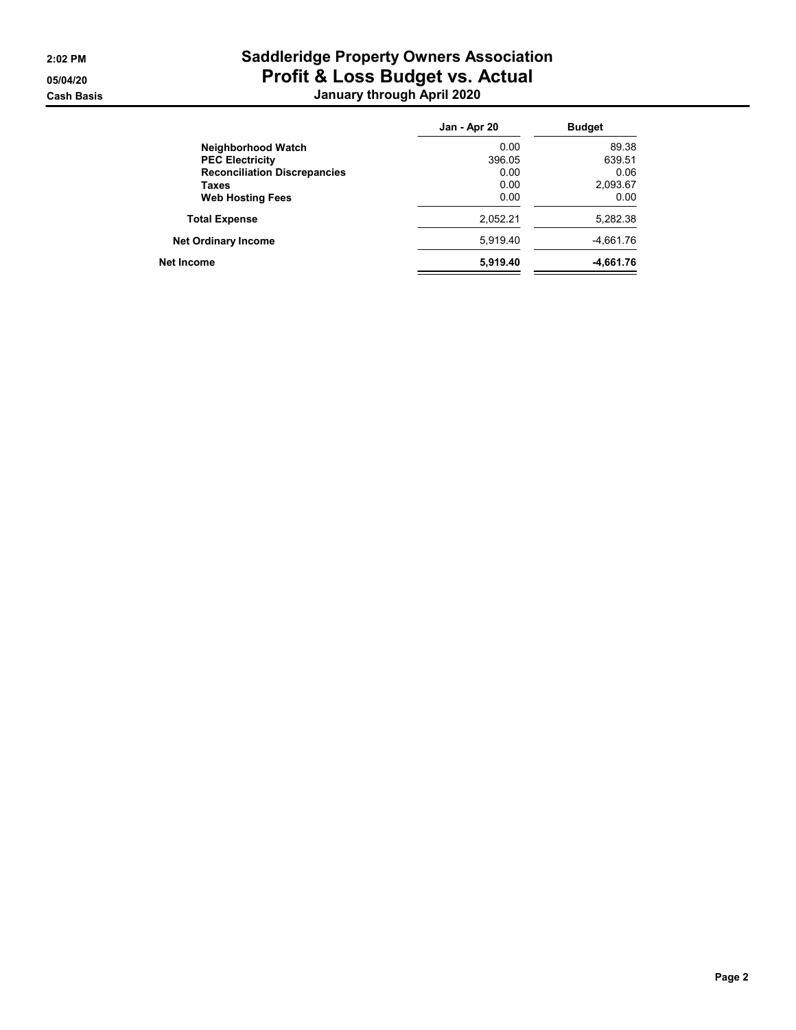# Saddleridge Property Owners Association

## Profit & Loss Budget vs. Actual

### January through April 2020

2:02 PM
05/04/20
Cash Basis

| | Jan - Apr 20 | Budget |
|---|---|---|
| **Neighborhood Watch** | 0.00 | 89.38 |
| **PEC Electricity** | 396.05 | 639.51 |
| **Reconciliation Discrepancies** | 0.00 | 0.06 |
| **Taxes** | 0.00 | 2,093.67 |
| **Web Hosting Fees** | 0.00 | 0.00 |
| **Total Expense** | 2,052.21 | 5,282.38 |
| **Net Ordinary Income** | 5,919.40 | -4,661.76 |
| **Net Income** | **5,919.40** | **-4,661.76** |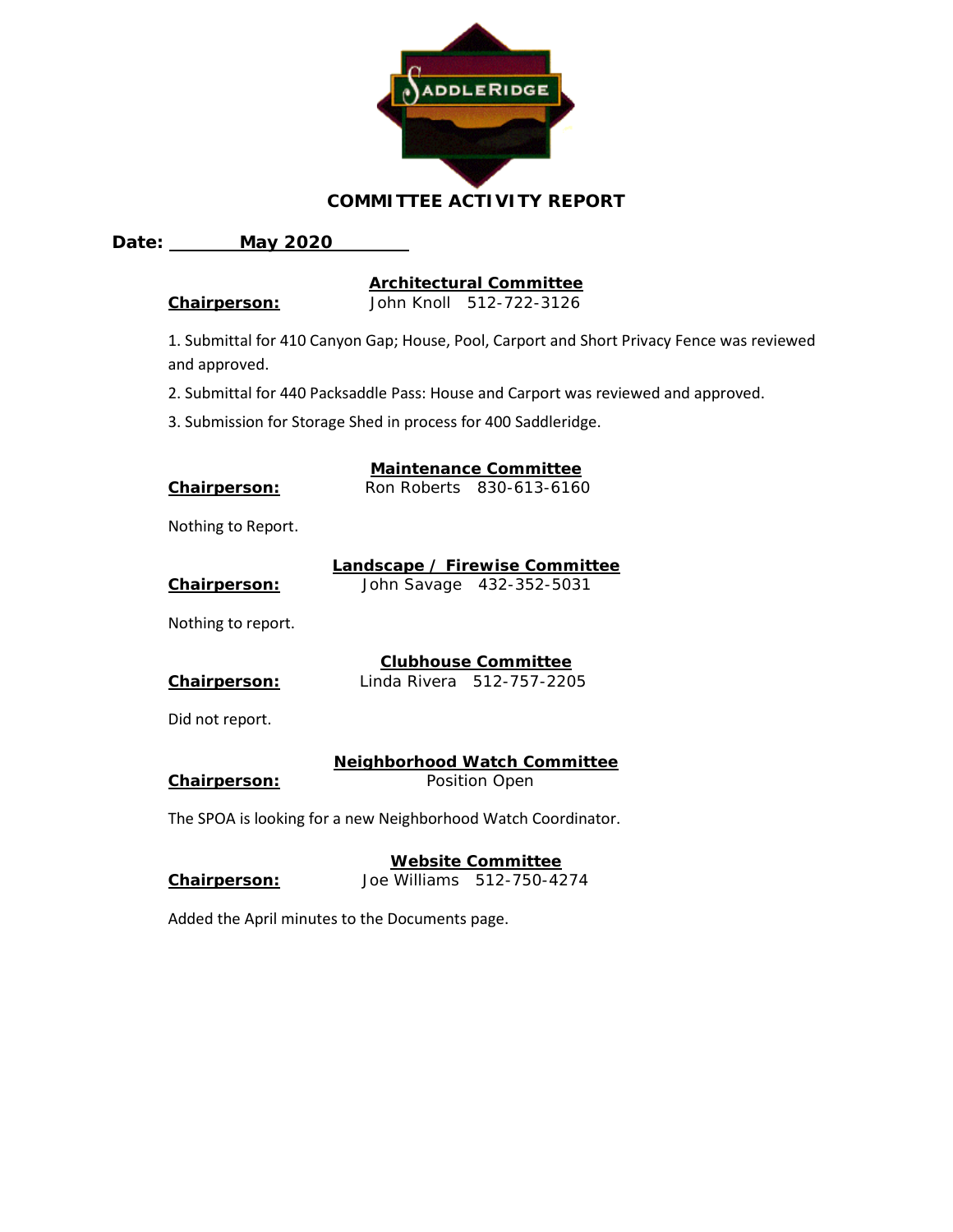# COMMITTEE ACTIVITY REPORT

**Date: May 2020**

## Architectural Committee

**Chairperson:** John Knoll 512-722-3126

1. Submittal for 410 Canyon Gap; House, Pool, Carport and Short Privacy Fence was reviewed and approved.
2. Submittal for 440 Packsaddle Pass: House and Carport was reviewed and approved.
3. Submission for Storage Shed in process for 400 Saddleridge.

## Maintenance Committee

**Chairperson:** Ron Roberts 830-613-6160

Nothing to Report.

## Landscape / Firewise Committee

**Chairperson:** John Savage 432-352-5031

Nothing to report.

## Clubhouse Committee

**Chairperson:** Linda Rivera 512-757-2205

Did not report.

## Neighborhood Watch Committee

**Chairperson:** Position Open

The SPOA is looking for a new Neighborhood Watch Coordinator.

## Website Committee

**Chairperson:** Joe Williams 512-750-4274

Added the April minutes to the Documents page.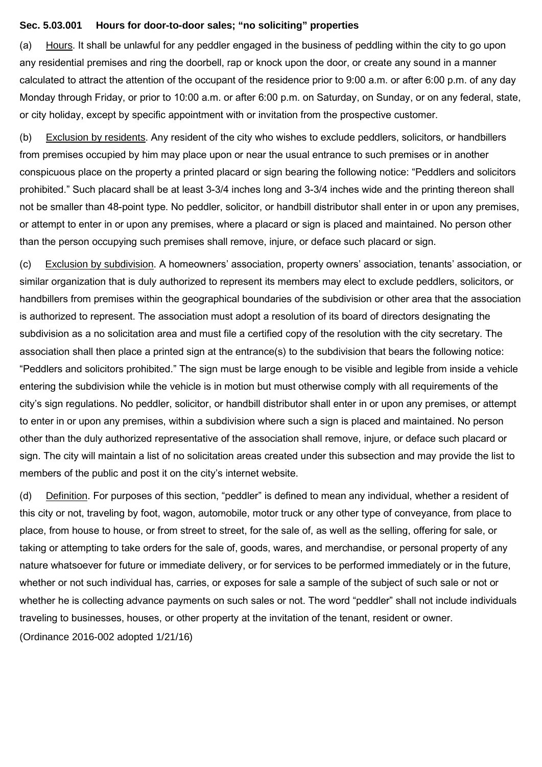### Sec. 5.03.001 Hours for door-to-door sales; "no soliciting" properties

(a) Hours. It shall be unlawful for any peddler engaged in the business of peddling within the city to go upon any residential premises and ring the doorbell, rap or knock upon the door, or create any sound in a manner calculated to attract the attention of the occupant of the residence prior to 9:00 a.m. or after 6:00 p.m. of any day Monday through Friday, or prior to 10:00 a.m. or after 6:00 p.m. on Saturday, on Sunday, or on any federal, state, or city holiday, except by specific appointment with or invitation from the prospective customer.

(b) Exclusion by residents. Any resident of the city who wishes to exclude peddlers, solicitors, or handbillers from premises occupied by him may place upon or near the usual entrance to such premises or in another conspicuous place on the property a printed placard or sign bearing the following notice: "Peddlers and solicitors prohibited." Such placard shall be at least 3-3/4 inches long and 3-3/4 inches wide and the printing thereon shall not be smaller than 48-point type. No peddler, solicitor, or handbill distributor shall enter in or upon any premises, or attempt to enter in or upon any premises, where a placard or sign is placed and maintained. No person other than the person occupying such premises shall remove, injure, or deface such placard or sign.

(c) Exclusion by subdivision. A homeowners' association, property owners' association, tenants' association, or similar organization that is duly authorized to represent its members may elect to exclude peddlers, solicitors, or handbillers from premises within the geographical boundaries of the subdivision or other area that the association is authorized to represent. The association must adopt a resolution of its board of directors designating the subdivision as a no solicitation area and must file a certified copy of the resolution with the city secretary. The association shall then place a printed sign at the entrance(s) to the subdivision that bears the following notice: "Peddlers and solicitors prohibited." The sign must be large enough to be visible and legible from inside a vehicle entering the subdivision while the vehicle is in motion but must otherwise comply with all requirements of the city's sign regulations. No peddler, solicitor, or handbill distributor shall enter in or upon any premises, or attempt to enter in or upon any premises, within a subdivision where such a sign is placed and maintained. No person other than the duly authorized representative of the association shall remove, injure, or deface such placard or sign. The city will maintain a list of no solicitation areas created under this subsection and may provide the list to members of the public and post it on the city's internet website.

(d) Definition. For purposes of this section, "peddler" is defined to mean any individual, whether a resident of this city or not, traveling by foot, wagon, automobile, motor truck or any other type of conveyance, from place to place, from house to house, or from street to street, for the sale of, as well as the selling, offering for sale, or taking or attempting to take orders for the sale of, goods, wares, and merchandise, or personal property of any nature whatsoever for future or immediate delivery, or for services to be performed immediately or in the future, whether or not such individual has, carries, or exposes for sale a sample of the subject of such sale or not or whether he is collecting advance payments on such sales or not. The word "peddler" shall not include individuals traveling to businesses, houses, or other property at the invitation of the tenant, resident or owner.

(Ordinance 2016-002 adopted 1/21/16)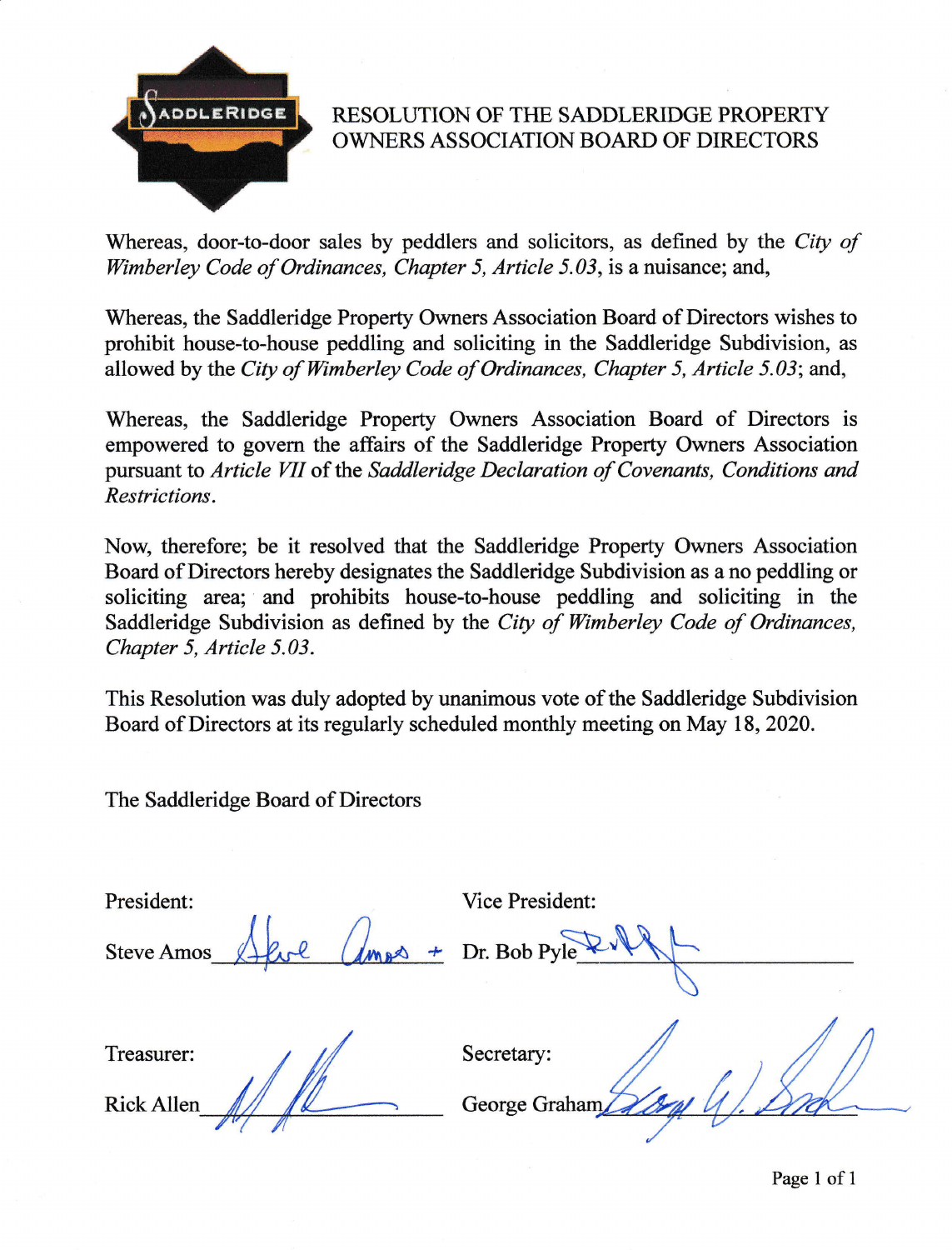# RESOLUTION OF THE SADDLERIDGE PROPERTY OWNERS ASSOCIATION BOARD OF DIRECTORS

Whereas, door-to-door sales by peddlers and solicitors, as defined by the *City of Wimberley Code of Ordinances, Chapter 5, Article 5.03*, is a nuisance; and,

Whereas, the Saddleridge Property Owners Association Board of Directors wishes to prohibit house-to-house peddling and soliciting in the Saddleridge Subdivision, as allowed by the *City of Wimberley Code of Ordinances, Chapter 5, Article 5.03*; and,

Whereas, the Saddleridge Property Owners Association Board of Directors is empowered to govern the affairs of the Saddleridge Property Owners Association pursuant to *Article VII* of the *Saddleridge Declaration of Covenants, Conditions and Restrictions*.

Now, therefore; be it resolved that the Saddleridge Property Owners Association Board of Directors hereby designates the Saddleridge Subdivision as a no peddling or soliciting area; and prohibits house-to-house peddling and soliciting in the Saddleridge Subdivision as defined by the *City of Wimberley Code of Ordinances, Chapter 5, Article 5.03*.

This Resolution was duly adopted by unanimous vote of the Saddleridge Subdivision Board of Directors at its regularly scheduled monthly meeting on May 18, 2020.

The Saddleridge Board of Directors

President:

Steve Amos ____________________

Vice President:

Dr. Bob Pyle ____________________

Treasurer:

Rick Allen ____________________

Secretary:

George Graham ____________________